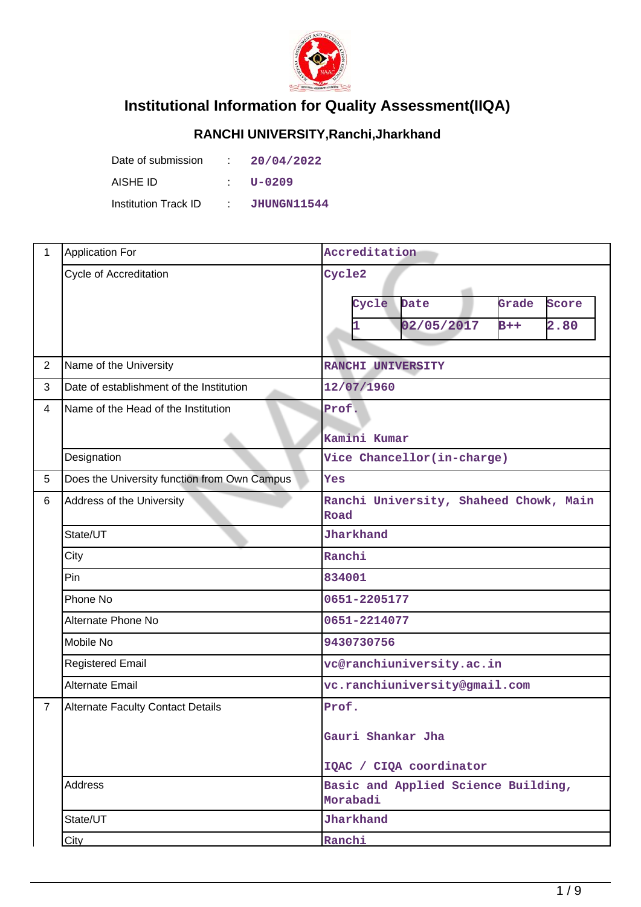# Institutional Information for Quality Assessment(IIQA)

## RANCHI UNIVERSITY,Ranchi,Jharkhand

| | | |
|---|---|---|
| Date of submission | : | 20/04/2022 |
| AISHE ID | : | U-0209 |
| Institution Track ID | : | JHUNGN11544 |

| | | |
|---|---|---|
| 1 | Application For | Accreditation |
| | Cycle of Accreditation | Cycle2<br><br>Cycle: 1, Date: 02/05/2017, Grade: B++, Score: 2.80 |
| 2 | Name of the University | RANCHI UNIVERSITY |
| 3 | Date of establishment of the Institution | 12/07/1960 |
| 4 | Name of the Head of the Institution | Prof.<br><br>Kamini Kumar |
| | Designation | Vice Chancellor(in-charge) |
| 5 | Does the University function from Own Campus | Yes |
| 6 | Address of the University | Ranchi University, Shaheed Chowk, Main Road |
| | State/UT | Jharkhand |
| | City | Ranchi |
| | Pin | 834001 |
| | Phone No | 0651-2205177 |
| | Alternate Phone No | 0651-2214077 |
| | Mobile No | 9430730756 |
| | Registered Email | vc@ranchiuniversity.ac.in |
| | Alternate Email | vc.ranchiuniversity@gmail.com |
| 7 | Alternate Faculty Contact Details | Prof.<br><br>Gauri Shankar Jha<br><br>IQAC / CIQA coordinator |
| | Address | Basic and Applied Science Building, Morabadi |
| | State/UT | Jharkhand |
| | City | Ranchi |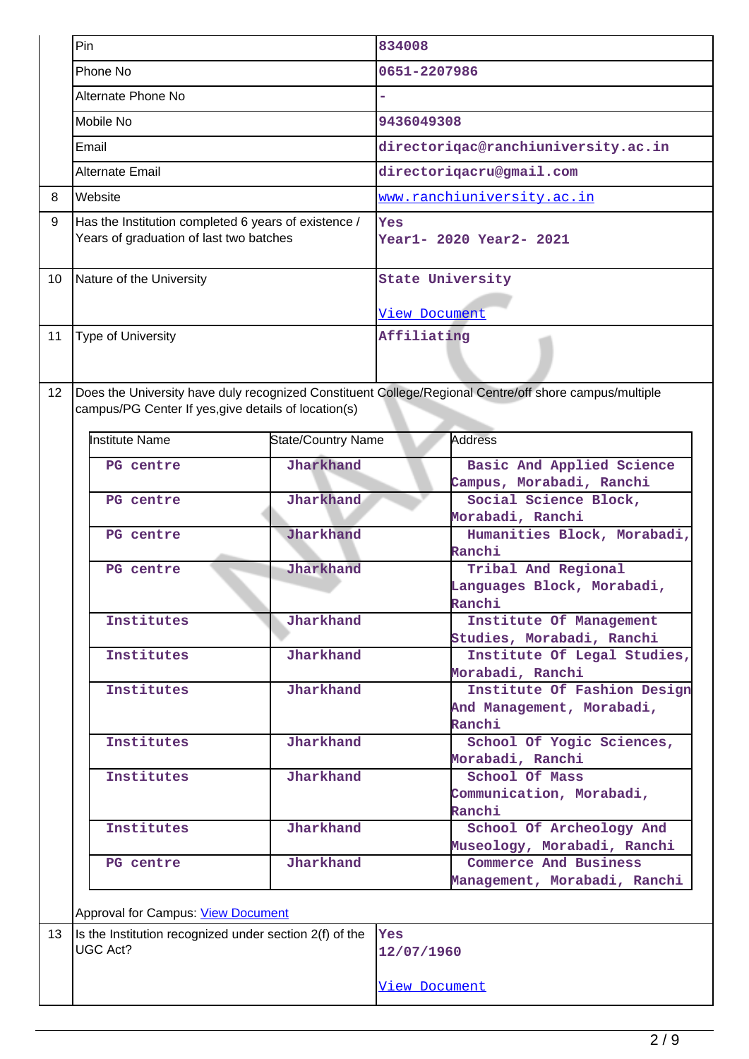| | | |
|---|---|---|
| | Pin | 834008 |
| | Phone No | 0651-2207986 |
| | Alternate Phone No | - |
| | Mobile No | 9436049308 |
| | Email | directoriqac@ranchiuniversity.ac.in |
| | Alternate Email | directoriqacru@gmail.com |
| 8 | Website | www.ranchiuniversity.ac.in |
| 9 | Has the Institution completed 6 years of existence / Years of graduation of last two batches | Yes<br>Year1- 2020 Year2- 2021 |
| 10 | Nature of the University | State University<br><br>View Document |
| 11 | Type of University | Affiliating |

12 Does the University have duly recognized Constituent College/Regional Centre/off shore campus/multiple campus/PG Center If yes,give details of location(s)

| Institute Name | State/Country Name | Address |
|---|---|---|
| PG centre | Jharkhand | Basic And Applied Science Campus, Morabadi, Ranchi |
| PG centre | Jharkhand | Social Science Block, Morabadi, Ranchi |
| PG centre | Jharkhand | Humanities Block, Morabadi, Ranchi |
| PG centre | Jharkhand | Tribal And Regional Languages Block, Morabadi, Ranchi |
| Institutes | Jharkhand | Institute Of Management Studies, Morabadi, Ranchi |
| Institutes | Jharkhand | Institute Of Legal Studies, Morabadi, Ranchi |
| Institutes | Jharkhand | Institute Of Fashion Design And Management, Morabadi, Ranchi |
| Institutes | Jharkhand | School Of Yogic Sciences, Morabadi, Ranchi |
| Institutes | Jharkhand | School Of Mass Communication, Morabadi, Ranchi |
| Institutes | Jharkhand | School Of Archeology And Museology, Morabadi, Ranchi |
| PG centre | Jharkhand | Commerce And Business Management, Morabadi, Ranchi |

Approval for Campus: View Document

| | | |
|---|---|---|
| 13 | Is the Institution recognized under section 2(f) of the UGC Act? | Yes<br>12/07/1960<br><br>View Document |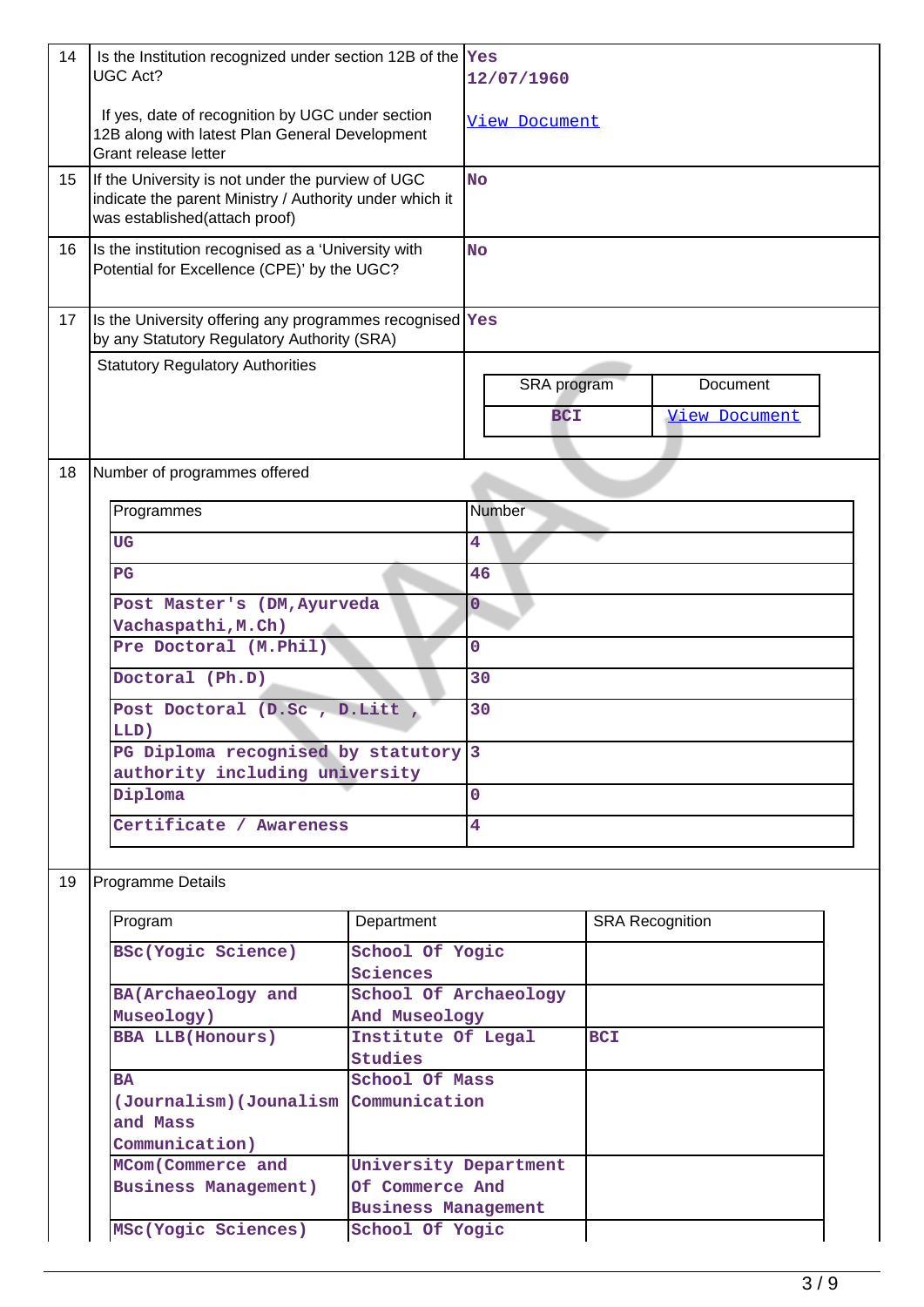| 14 | Is the Institution recognized under section 12B of the UGC Act? | Yes |
|---|---|---|
| | If yes, date of recognition by UGC under section 12B along with latest Plan General Development Grant release letter | 12/07/1960<br>View Document |
| 15 | If the University is not under the purview of UGC indicate the parent Ministry / Authority under which it was established(attach proof) | No |
| 16 | Is the institution recognised as a 'University with Potential for Excellence (CPE)' by the UGC? | No |
| 17 | Is the University offering any programmes recognised by any Statutory Regulatory Authority (SRA) | Yes |
| | Statutory Regulatory Authorities | |

| SRA program | Document |
|---|---|
| BCI | View Document |

18 Number of programmes offered

| Programmes | Number |
|---|---|
| UG | 4 |
| PG | 46 |
| Post Master's (DM,Ayurveda Vachaspathi,M.Ch) | 0 |
| Pre Doctoral (M.Phil) | 0 |
| Doctoral (Ph.D) | 30 |
| Post Doctoral (D.Sc , D.Litt , LLD) | 30 |
| PG Diploma recognised by statutory authority including university | 3 |
| Diploma | 0 |
| Certificate / Awareness | 4 |

19 Programme Details

| Program | Department | SRA Recognition |
|---|---|---|
| BSc(Yogic Science) | School Of Yogic Sciences | |
| BA(Archaeology and Museology) | School Of Archaeology And Museology | |
| BBA LLB(Honours) | Institute Of Legal Studies | BCI |
| BA (Journalism)(Jounalism and Mass Communication) | School Of Mass Communication | |
| MCom(Commerce and Business Management) | University Department Of Commerce And Business Management | |
| MSc(Yogic Sciences) | School Of Yogic | |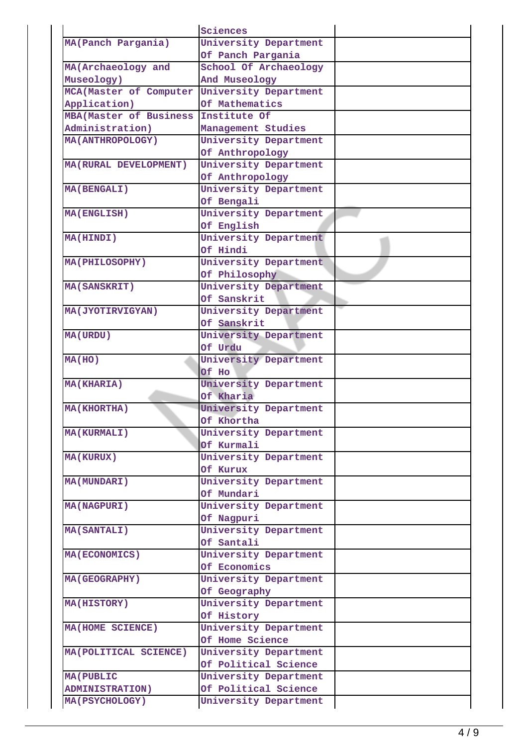| | | |
|---|---|---|
| | Sciences | |
| MA(Panch Pargania) | University Department Of Panch Pargania | |
| MA(Archaeology and Museology) | School Of Archaeology And Museology | |
| MCA(Master of Computer Application) | University Department Of Mathematics | |
| MBA(Master of Business Administration) | Institute Of Management Studies | |
| MA(ANTHROPOLOGY) | University Department Of Anthropology | |
| MA(RURAL DEVELOPMENT) | University Department Of Anthropology | |
| MA(BENGALI) | University Department Of Bengali | |
| MA(ENGLISH) | University Department Of English | |
| MA(HINDI) | University Department Of Hindi | |
| MA(PHILOSOPHY) | University Department Of Philosophy | |
| MA(SANSKRIT) | University Department Of Sanskrit | |
| MA(JYOTIRVIGYAN) | University Department Of Sanskrit | |
| MA(URDU) | University Department Of Urdu | |
| MA(HO) | University Department Of Ho | |
| MA(KHARIA) | University Department Of Kharia | |
| MA(KHORTHA) | University Department Of Khortha | |
| MA(KURMALI) | University Department Of Kurmali | |
| MA(KURUX) | University Department Of Kurux | |
| MA(MUNDARI) | University Department Of Mundari | |
| MA(NAGPURI) | University Department Of Nagpuri | |
| MA(SANTALI) | University Department Of Santali | |
| MA(ECONOMICS) | University Department Of Economics | |
| MA(GEOGRAPHY) | University Department Of Geography | |
| MA(HISTORY) | University Department Of History | |
| MA(HOME SCIENCE) | University Department Of Home Science | |
| MA(POLITICAL SCIENCE) | University Department Of Political Science | |
| MA(PUBLIC ADMINISTRATION) | University Department Of Political Science | |
| MA(PSYCHOLOGY) | University Department | |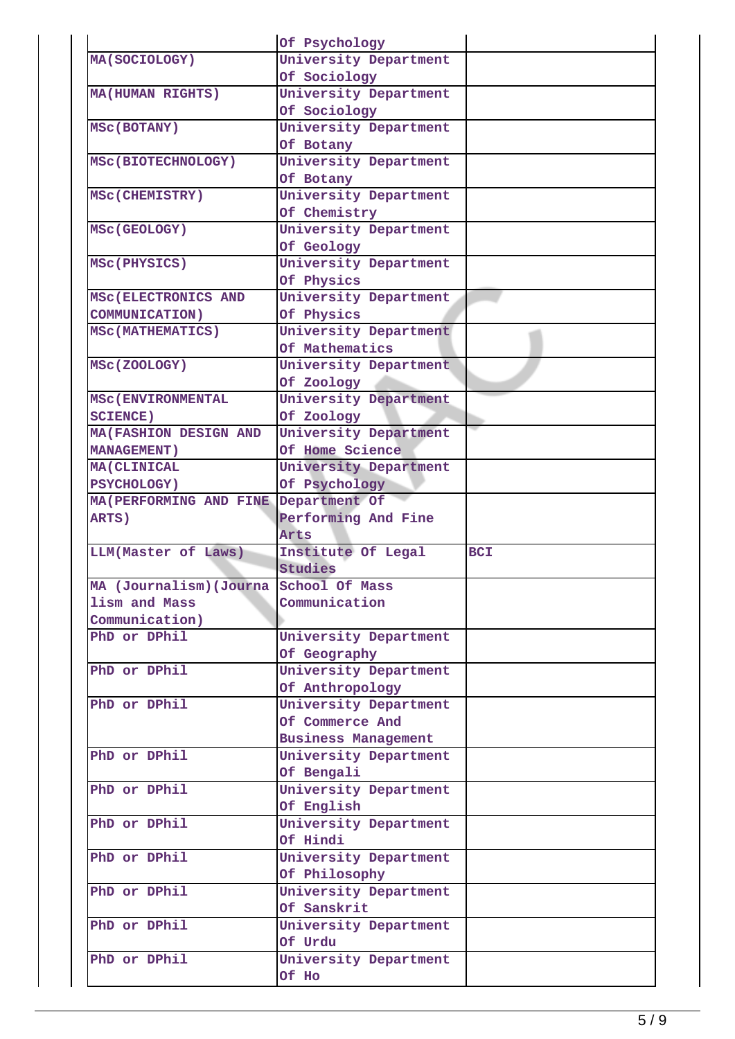|  | Of Psychology |  |
|---|---|---|
| MA(SOCIOLOGY) | University Department Of Sociology |  |
| MA(HUMAN RIGHTS) | University Department Of Sociology |  |
| MSc(BOTANY) | University Department Of Botany |  |
| MSc(BIOTECHNOLOGY) | University Department Of Botany |  |
| MSc(CHEMISTRY) | University Department Of Chemistry |  |
| MSc(GEOLOGY) | University Department Of Geology |  |
| MSc(PHYSICS) | University Department Of Physics |  |
| MSc(ELECTRONICS AND COMMUNICATION) | University Department Of Physics |  |
| MSc(MATHEMATICS) | University Department Of Mathematics |  |
| MSc(ZOOLOGY) | University Department Of Zoology |  |
| MSc(ENVIRONMENTAL SCIENCE) | University Department Of Zoology |  |
| MA(FASHION DESIGN AND MANAGEMENT) | University Department Of Home Science |  |
| MA(CLINICAL PSYCHOLOGY) | University Department Of Psychology |  |
| MA(PERFORMING AND FINE ARTS) | Department Of Performing And Fine Arts |  |
| LLM(Master of Laws) | Institute Of Legal Studies | BCI |
| MA (Journalism)(Journalism and Mass Communication) | School Of Mass Communication |  |
| PhD or DPhil | University Department Of Geography |  |
| PhD or DPhil | University Department Of Anthropology |  |
| PhD or DPhil | University Department Of Commerce And Business Management |  |
| PhD or DPhil | University Department Of Bengali |  |
| PhD or DPhil | University Department Of English |  |
| PhD or DPhil | University Department Of Hindi |  |
| PhD or DPhil | University Department Of Philosophy |  |
| PhD or DPhil | University Department Of Sanskrit |  |
| PhD or DPhil | University Department Of Urdu |  |
| PhD or DPhil | University Department Of Ho |  |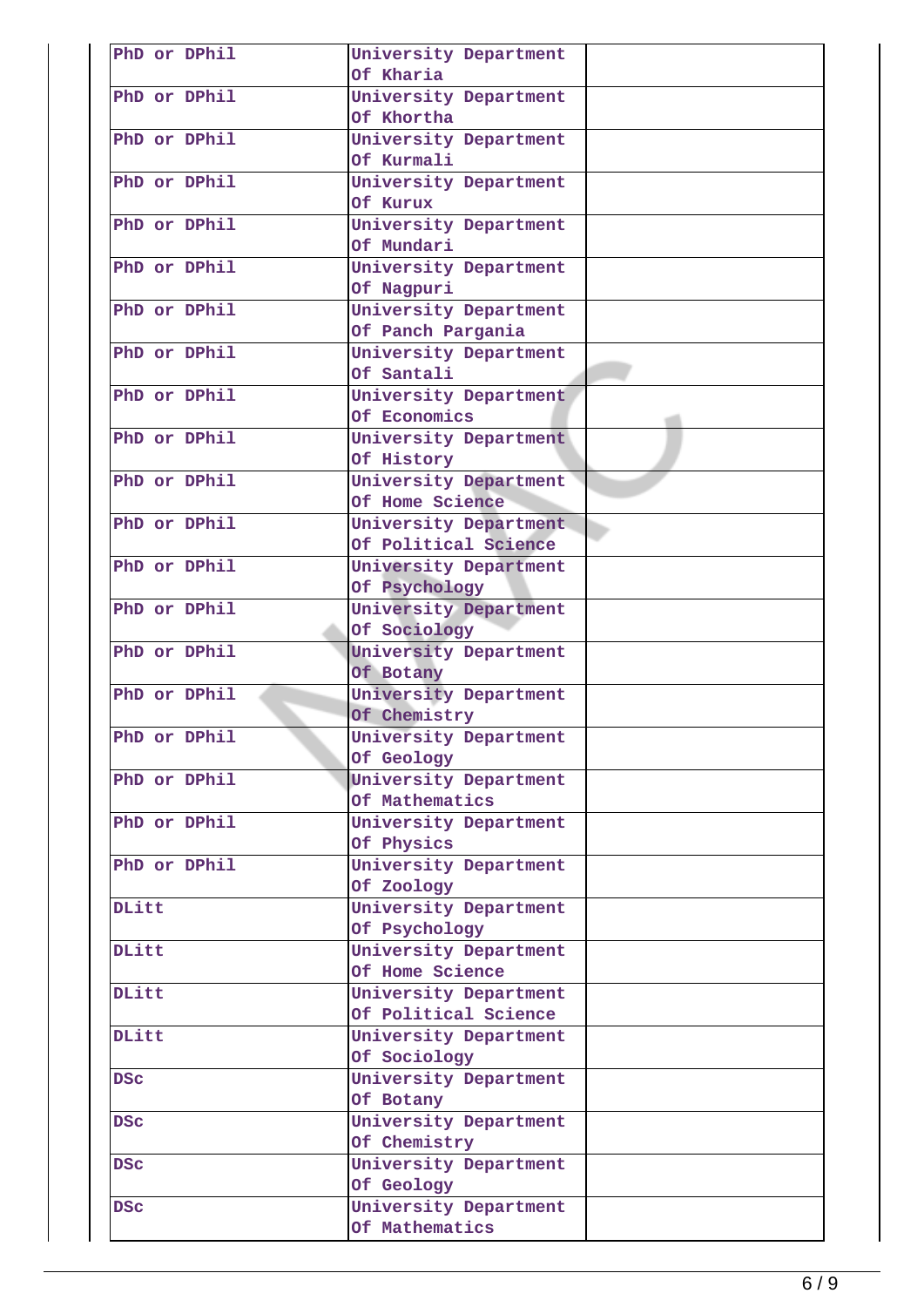| | | |
|---|---|---|
| PhD or DPhil | University Department Of Kharia | |
| PhD or DPhil | University Department Of Khortha | |
| PhD or DPhil | University Department Of Kurmali | |
| PhD or DPhil | University Department Of Kurux | |
| PhD or DPhil | University Department Of Mundari | |
| PhD or DPhil | University Department Of Nagpuri | |
| PhD or DPhil | University Department Of Panch Pargania | |
| PhD or DPhil | University Department Of Santali | |
| PhD or DPhil | University Department Of Economics | |
| PhD or DPhil | University Department Of History | |
| PhD or DPhil | University Department Of Home Science | |
| PhD or DPhil | University Department Of Political Science | |
| PhD or DPhil | University Department Of Psychology | |
| PhD or DPhil | University Department Of Sociology | |
| PhD or DPhil | University Department Of Botany | |
| PhD or DPhil | University Department Of Chemistry | |
| PhD or DPhil | University Department Of Geology | |
| PhD or DPhil | University Department Of Mathematics | |
| PhD or DPhil | University Department Of Physics | |
| PhD or DPhil | University Department Of Zoology | |
| DLitt | University Department Of Psychology | |
| DLitt | University Department Of Home Science | |
| DLitt | University Department Of Political Science | |
| DLitt | University Department Of Sociology | |
| DSc | University Department Of Botany | |
| DSc | University Department Of Chemistry | |
| DSc | University Department Of Geology | |
| DSc | University Department Of Mathematics | |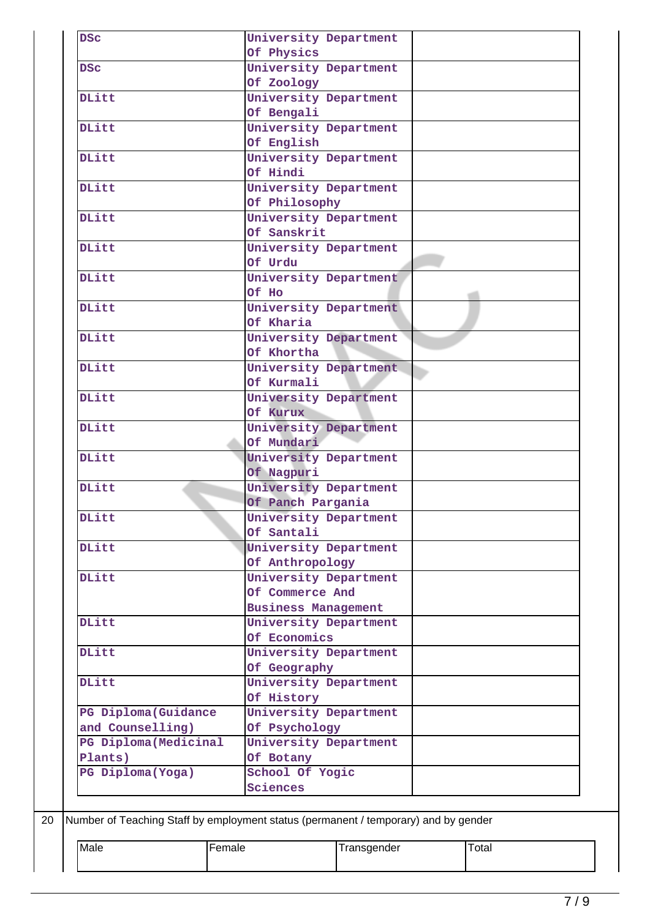| | | |
|---|---|---|
| DSc | University Department Of Physics | |
| DSc | University Department Of Zoology | |
| DLitt | University Department Of Bengali | |
| DLitt | University Department Of English | |
| DLitt | University Department Of Hindi | |
| DLitt | University Department Of Philosophy | |
| DLitt | University Department Of Sanskrit | |
| DLitt | University Department Of Urdu | |
| DLitt | University Department Of Ho | |
| DLitt | University Department Of Kharia | |
| DLitt | University Department Of Khortha | |
| DLitt | University Department Of Kurmali | |
| DLitt | University Department Of Kurux | |
| DLitt | University Department Of Mundari | |
| DLitt | University Department Of Nagpuri | |
| DLitt | University Department Of Panch Pargania | |
| DLitt | University Department Of Santali | |
| DLitt | University Department Of Anthropology | |
| DLitt | University Department Of Commerce And Business Management | |
| DLitt | University Department Of Economics | |
| DLitt | University Department Of Geography | |
| DLitt | University Department Of History | |
| PG Diploma(Guidance and Counselling) | University Department Of Psychology | |
| PG Diploma(Medicinal Plants) | University Department Of Botany | |
| PG Diploma(Yoga) | School Of Yogic Sciences | |

20 Number of Teaching Staff by employment status (permanent / temporary) and by gender

| Male | Female | Transgender | Total |
|---|---|---|---|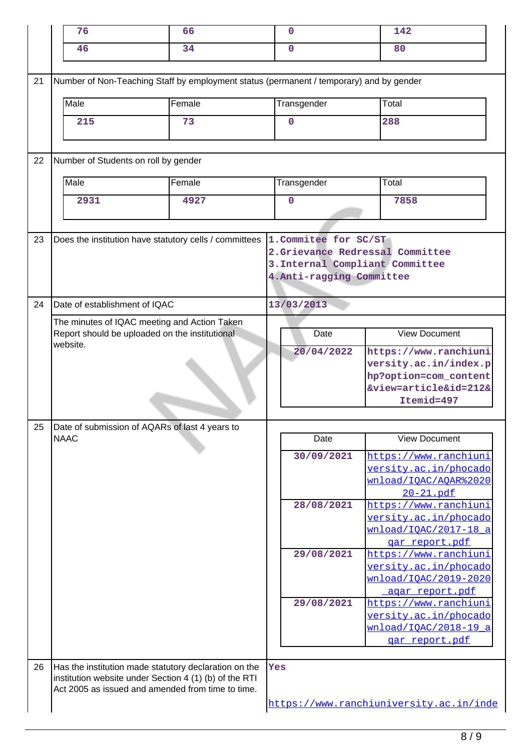| 76 | 66 | 0 | 142 |
|---|---|---|---|
| 46 | 34 | 0 | 80 |

| | | |
|---|---|---|
| 21 | Number of Non-Teaching Staff by employment status (permanent / temporary) and by gender | |

| Male | Female | Transgender | Total |
|---|---|---|---|
| 215 | 73 | 0 | 288 |

| | | |
|---|---|---|
| 22 | Number of Students on roll by gender | |

| Male | Female | Transgender | Total |
|---|---|---|---|
| 2931 | 4927 | 0 | 7858 |

| | | |
|---|---|---|
| 23 | Does the institution have statutory cells / committees | 1.Commitee for SC/ST<br>2.Grievance Redressal Committee<br>3.Internal Compliant Committee<br>4.Anti-ragging Committee |
| 24 | Date of establishment of IQAC | 13/03/2013 |
| | The minutes of IQAC meeting and Action Taken Report should be uploaded on the institutional website. | |

| Date | View Document |
|---|---|
| 20/04/2022 | https://www.ranchiuniversity.ac.in/index.php?option=com_content&view=article&id=212&Itemid=497 |

| | | |
|---|---|---|
| 25 | Date of submission of AQARs of last 4 years to NAAC | |

| Date | View Document |
|---|---|
| 30/09/2021 | https://www.ranchiuniversity.ac.in/phocadownload/IQAC/AQAR%202020-21.pdf |
| 28/08/2021 | https://www.ranchiuniversity.ac.in/phocadownload/IQAC/2017-18_aqar_report.pdf |
| 29/08/2021 | https://www.ranchiuniversity.ac.in/phocadownload/IQAC/2019-2020_aqar_report.pdf |
| 29/08/2021 | https://www.ranchiuniversity.ac.in/phocadownload/IQAC/2018-19_aqar_report.pdf |

| | | |
|---|---|---|
| 26 | Has the institution made statutory declaration on the institution website under Section 4 (1) (b) of the RTI Act 2005 as issued and amended from time to time. | Yes<br><br>https://www.ranchiuniversity.ac.in/inde |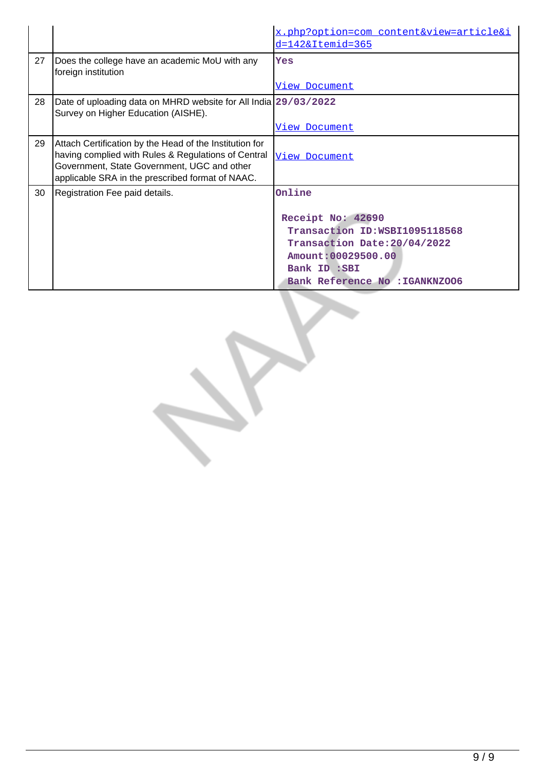| | | |
|---|---|---|
| | | x.php?option=com_content&view=article&id=142&Itemid=365 |
| 27 | Does the college have an academic MoU with any foreign institution | Yes<br><br>View Document |
| 28 | Date of uploading data on MHRD website for All India Survey on Higher Education (AISHE). | 29/03/2022<br><br>View Document |
| 29 | Attach Certification by the Head of the Institution for having complied with Rules & Regulations of Central Government, State Government, UGC and other applicable SRA in the prescribed format of NAAC. | View Document |
| 30 | Registration Fee paid details. | Online<br><br>Receipt No: 42690<br>Transaction ID:WSBI1095118568<br>Transaction Date:20/04/2022<br>Amount:00029500.00<br>Bank ID :SBI<br>Bank Reference No :IGANKNZOO6 |